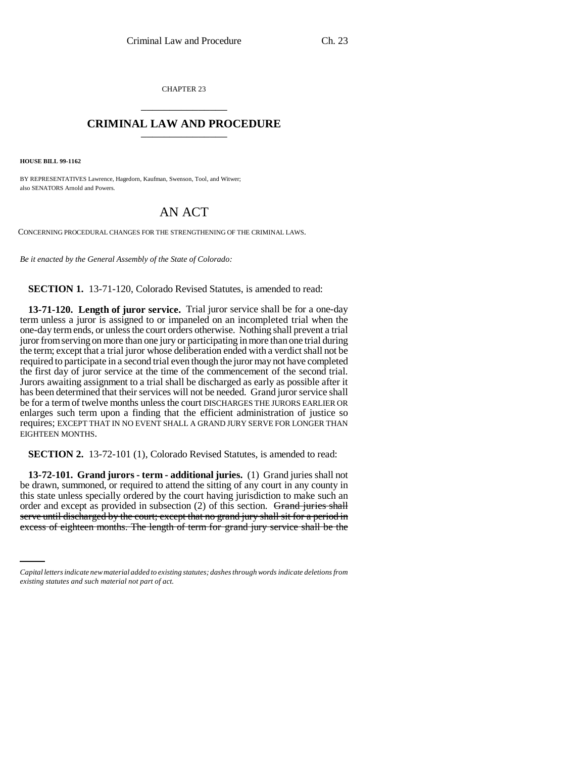CHAPTER 23

# CRIMINAL LAW AND PROCEDURE

**HOUSE BILL 99-1162**

BY REPRESENTATIVES Lawrence, Hagedorn, Kaufman, Swenson, Tool, and Witwer;
also SENATORS Arnold and Powers.

## AN ACT

CONCERNING PROCEDURAL CHANGES FOR THE STRENGTHENING OF THE CRIMINAL LAWS.

*Be it enacted by the General Assembly of the State of Colorado:*

**SECTION 1.** 13-71-120, Colorado Revised Statutes, is amended to read:

**13-71-120. Length of juror service.** Trial juror service shall be for a one-day term unless a juror is assigned to or impaneled on an incompleted trial when the one-day term ends, or unless the court orders otherwise. Nothing shall prevent a trial juror from serving on more than one jury or participating in more than one trial during the term; except that a trial juror whose deliberation ended with a verdict shall not be required to participate in a second trial even though the juror may not have completed the first day of juror service at the time of the commencement of the second trial. Jurors awaiting assignment to a trial shall be discharged as early as possible after it has been determined that their services will not be needed. Grand juror service shall be for a term of twelve months unless the court DISCHARGES THE JURORS EARLIER OR enlarges such term upon a finding that the efficient administration of justice so requires; EXCEPT THAT IN NO EVENT SHALL A GRAND JURY SERVE FOR LONGER THAN EIGHTEEN MONTHS.

**SECTION 2.** 13-72-101 (1), Colorado Revised Statutes, is amended to read:

**13-72-101. Grand jurors - term - additional juries.** (1) Grand juries shall not be drawn, summoned, or required to attend the sitting of any court in any county in this state unless specially ordered by the court having jurisdiction to make such an order and except as provided in subsection (2) of this section. ~~Grand juries shall serve until discharged by the court; except that no grand jury shall sit for a period in excess of eighteen months. The length of term for grand jury service shall be the~~

*Capital letters indicate new material added to existing statutes; dashes through words indicate deletions from existing statutes and such material not part of act.*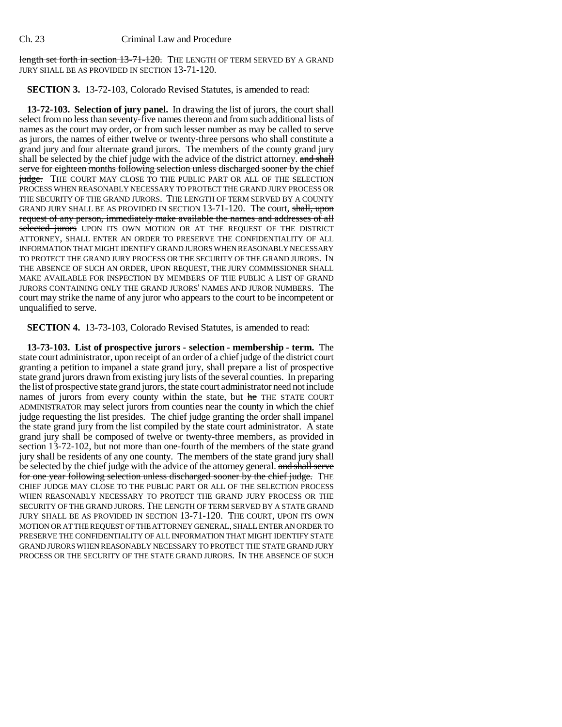length set forth in section 13-71-120. THE LENGTH OF TERM SERVED BY A GRAND JURY SHALL BE AS PROVIDED IN SECTION 13-71-120.

**SECTION 3.** 13-72-103, Colorado Revised Statutes, is amended to read:

**13-72-103. Selection of jury panel.** In drawing the list of jurors, the court shall select from no less than seventy-five names thereon and from such additional lists of names as the court may order, or from such lesser number as may be called to serve as jurors, the names of either twelve or twenty-three persons who shall constitute a grand jury and four alternate grand jurors. The members of the county grand jury shall be selected by the chief judge with the advice of the district attorney. and shall serve for eighteen months following selection unless discharged sooner by the chief judge. THE COURT MAY CLOSE TO THE PUBLIC PART OR ALL OF THE SELECTION PROCESS WHEN REASONABLY NECESSARY TO PROTECT THE GRAND JURY PROCESS OR THE SECURITY OF THE GRAND JURORS. THE LENGTH OF TERM SERVED BY A COUNTY GRAND JURY SHALL BE AS PROVIDED IN SECTION 13-71-120. The court, shall, upon request of any person, immediately make available the names and addresses of all selected jurors UPON ITS OWN MOTION OR AT THE REQUEST OF THE DISTRICT ATTORNEY, SHALL ENTER AN ORDER TO PRESERVE THE CONFIDENTIALITY OF ALL INFORMATION THAT MIGHT IDENTIFY GRAND JURORS WHEN REASONABLY NECESSARY TO PROTECT THE GRAND JURY PROCESS OR THE SECURITY OF THE GRAND JURORS. IN THE ABSENCE OF SUCH AN ORDER, UPON REQUEST, THE JURY COMMISSIONER SHALL MAKE AVAILABLE FOR INSPECTION BY MEMBERS OF THE PUBLIC A LIST OF GRAND JURORS CONTAINING ONLY THE GRAND JURORS' NAMES AND JUROR NUMBERS. The court may strike the name of any juror who appears to the court to be incompetent or unqualified to serve.

**SECTION 4.** 13-73-103, Colorado Revised Statutes, is amended to read:

**13-73-103. List of prospective jurors - selection - membership - term.** The state court administrator, upon receipt of an order of a chief judge of the district court granting a petition to impanel a state grand jury, shall prepare a list of prospective state grand jurors drawn from existing jury lists of the several counties. In preparing the list of prospective state grand jurors, the state court administrator need not include names of jurors from every county within the state, but he THE STATE COURT ADMINISTRATOR may select jurors from counties near the county in which the chief judge requesting the list presides. The chief judge granting the order shall impanel the state grand jury from the list compiled by the state court administrator. A state grand jury shall be composed of twelve or twenty-three members, as provided in section 13-72-102, but not more than one-fourth of the members of the state grand jury shall be residents of any one county. The members of the state grand jury shall be selected by the chief judge with the advice of the attorney general. and shall serve for one year following selection unless discharged sooner by the chief judge. THE CHIEF JUDGE MAY CLOSE TO THE PUBLIC PART OR ALL OF THE SELECTION PROCESS WHEN REASONABLY NECESSARY TO PROTECT THE GRAND JURY PROCESS OR THE SECURITY OF THE GRAND JURORS. THE LENGTH OF TERM SERVED BY A STATE GRAND JURY SHALL BE AS PROVIDED IN SECTION 13-71-120. THE COURT, UPON ITS OWN MOTION OR AT THE REQUEST OF THE ATTORNEY GENERAL, SHALL ENTER AN ORDER TO PRESERVE THE CONFIDENTIALITY OF ALL INFORMATION THAT MIGHT IDENTIFY STATE GRAND JURORS WHEN REASONABLY NECESSARY TO PROTECT THE STATE GRAND JURY PROCESS OR THE SECURITY OF THE STATE GRAND JURORS. IN THE ABSENCE OF SUCH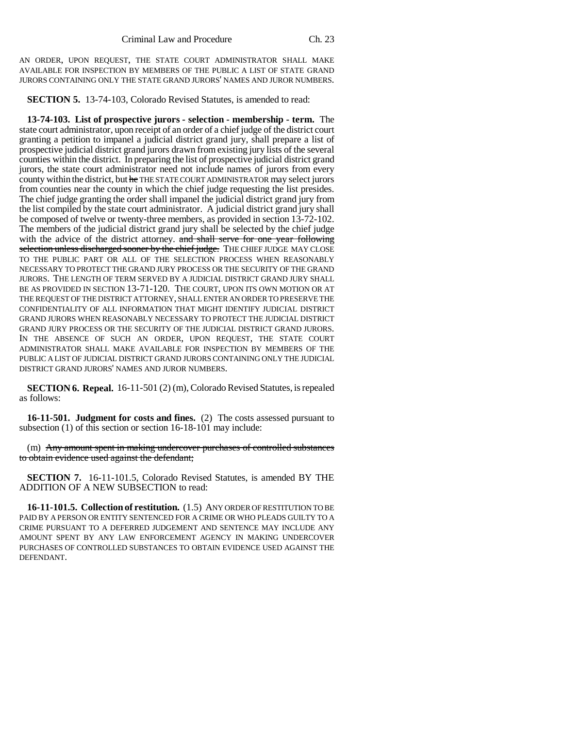AN ORDER, UPON REQUEST, THE STATE COURT ADMINISTRATOR SHALL MAKE AVAILABLE FOR INSPECTION BY MEMBERS OF THE PUBLIC A LIST OF STATE GRAND JURORS CONTAINING ONLY THE STATE GRAND JURORS' NAMES AND JUROR NUMBERS.

**SECTION 5.** 13-74-103, Colorado Revised Statutes, is amended to read:

**13-74-103. List of prospective jurors - selection - membership - term.** The state court administrator, upon receipt of an order of a chief judge of the district court granting a petition to impanel a judicial district grand jury, shall prepare a list of prospective judicial district grand jurors drawn from existing jury lists of the several counties within the district. In preparing the list of prospective judicial district grand jurors, the state court administrator need not include names of jurors from every county within the district, but ~~he~~ THE STATE COURT ADMINISTRATOR may select jurors from counties near the county in which the chief judge requesting the list presides. The chief judge granting the order shall impanel the judicial district grand jury from the list compiled by the state court administrator. A judicial district grand jury shall be composed of twelve or twenty-three members, as provided in section 13-72-102. The members of the judicial district grand jury shall be selected by the chief judge with the advice of the district attorney. ~~and shall serve for one year following selection unless discharged sooner by the chief judge.~~ THE CHIEF JUDGE MAY CLOSE TO THE PUBLIC PART OR ALL OF THE SELECTION PROCESS WHEN REASONABLY NECESSARY TO PROTECT THE GRAND JURY PROCESS OR THE SECURITY OF THE GRAND JURORS. THE LENGTH OF TERM SERVED BY A JUDICIAL DISTRICT GRAND JURY SHALL BE AS PROVIDED IN SECTION 13-71-120. THE COURT, UPON ITS OWN MOTION OR AT THE REQUEST OF THE DISTRICT ATTORNEY, SHALL ENTER AN ORDER TO PRESERVE THE CONFIDENTIALITY OF ALL INFORMATION THAT MIGHT IDENTIFY JUDICIAL DISTRICT GRAND JURORS WHEN REASONABLY NECESSARY TO PROTECT THE JUDICIAL DISTRICT GRAND JURY PROCESS OR THE SECURITY OF THE JUDICIAL DISTRICT GRAND JURORS. IN THE ABSENCE OF SUCH AN ORDER, UPON REQUEST, THE STATE COURT ADMINISTRATOR SHALL MAKE AVAILABLE FOR INSPECTION BY MEMBERS OF THE PUBLIC A LIST OF JUDICIAL DISTRICT GRAND JURORS CONTAINING ONLY THE JUDICIAL DISTRICT GRAND JURORS' NAMES AND JUROR NUMBERS.

**SECTION 6. Repeal.** 16-11-501 (2) (m), Colorado Revised Statutes, is repealed as follows:

**16-11-501. Judgment for costs and fines.** (2) The costs assessed pursuant to subsection (1) of this section or section 16-18-101 may include:

(m) ~~Any amount spent in making undercover purchases of controlled substances to obtain evidence used against the defendant;~~

**SECTION 7.** 16-11-101.5, Colorado Revised Statutes, is amended BY THE ADDITION OF A NEW SUBSECTION to read:

**16-11-101.5. Collection of restitution.** (1.5) ANY ORDER OF RESTITUTION TO BE PAID BY A PERSON OR ENTITY SENTENCED FOR A CRIME OR WHO PLEADS GUILTY TO A CRIME PURSUANT TO A DEFERRED JUDGEMENT AND SENTENCE MAY INCLUDE ANY AMOUNT SPENT BY ANY LAW ENFORCEMENT AGENCY IN MAKING UNDERCOVER PURCHASES OF CONTROLLED SUBSTANCES TO OBTAIN EVIDENCE USED AGAINST THE DEFENDANT.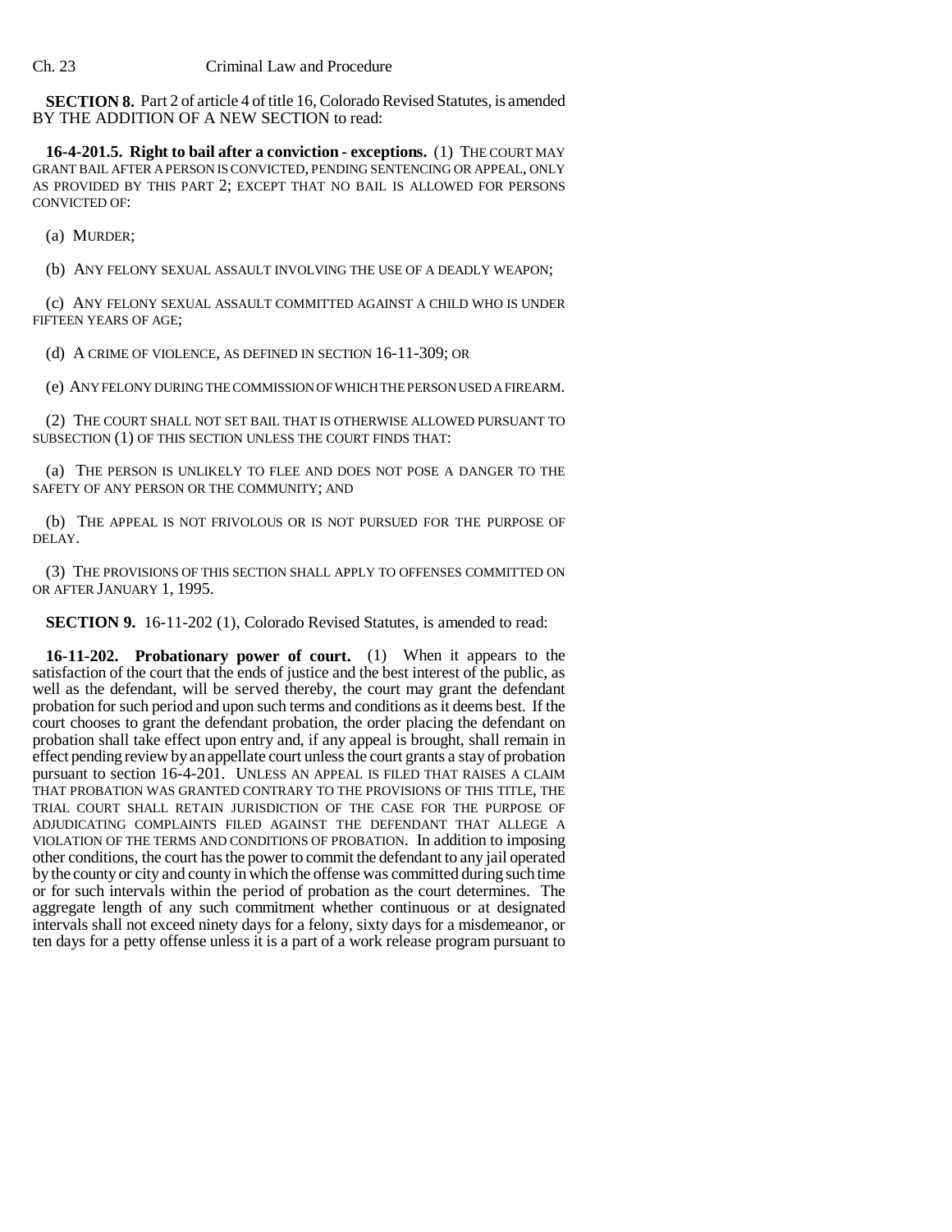**SECTION 8.** Part 2 of article 4 of title 16, Colorado Revised Statutes, is amended BY THE ADDITION OF A NEW SECTION to read:

**16-4-201.5. Right to bail after a conviction - exceptions.** (1) THE COURT MAY GRANT BAIL AFTER A PERSON IS CONVICTED, PENDING SENTENCING OR APPEAL, ONLY AS PROVIDED BY THIS PART 2; EXCEPT THAT NO BAIL IS ALLOWED FOR PERSONS CONVICTED OF:

(a) MURDER;

(b) ANY FELONY SEXUAL ASSAULT INVOLVING THE USE OF A DEADLY WEAPON;

(c) ANY FELONY SEXUAL ASSAULT COMMITTED AGAINST A CHILD WHO IS UNDER FIFTEEN YEARS OF AGE;

(d) A CRIME OF VIOLENCE, AS DEFINED IN SECTION 16-11-309; OR

(e) ANY FELONY DURING THE COMMISSION OF WHICH THE PERSON USED A FIREARM.

(2) THE COURT SHALL NOT SET BAIL THAT IS OTHERWISE ALLOWED PURSUANT TO SUBSECTION (1) OF THIS SECTION UNLESS THE COURT FINDS THAT:

(a) THE PERSON IS UNLIKELY TO FLEE AND DOES NOT POSE A DANGER TO THE SAFETY OF ANY PERSON OR THE COMMUNITY; AND

(b) THE APPEAL IS NOT FRIVOLOUS OR IS NOT PURSUED FOR THE PURPOSE OF DELAY.

(3) THE PROVISIONS OF THIS SECTION SHALL APPLY TO OFFENSES COMMITTED ON OR AFTER JANUARY 1, 1995.

**SECTION 9.** 16-11-202 (1), Colorado Revised Statutes, is amended to read:

**16-11-202. Probationary power of court.** (1) When it appears to the satisfaction of the court that the ends of justice and the best interest of the public, as well as the defendant, will be served thereby, the court may grant the defendant probation for such period and upon such terms and conditions as it deems best. If the court chooses to grant the defendant probation, the order placing the defendant on probation shall take effect upon entry and, if any appeal is brought, shall remain in effect pending review by an appellate court unless the court grants a stay of probation pursuant to section 16-4-201. UNLESS AN APPEAL IS FILED THAT RAISES A CLAIM THAT PROBATION WAS GRANTED CONTRARY TO THE PROVISIONS OF THIS TITLE, THE TRIAL COURT SHALL RETAIN JURISDICTION OF THE CASE FOR THE PURPOSE OF ADJUDICATING COMPLAINTS FILED AGAINST THE DEFENDANT THAT ALLEGE A VIOLATION OF THE TERMS AND CONDITIONS OF PROBATION. In addition to imposing other conditions, the court has the power to commit the defendant to any jail operated by the county or city and county in which the offense was committed during such time or for such intervals within the period of probation as the court determines. The aggregate length of any such commitment whether continuous or at designated intervals shall not exceed ninety days for a felony, sixty days for a misdemeanor, or ten days for a petty offense unless it is a part of a work release program pursuant to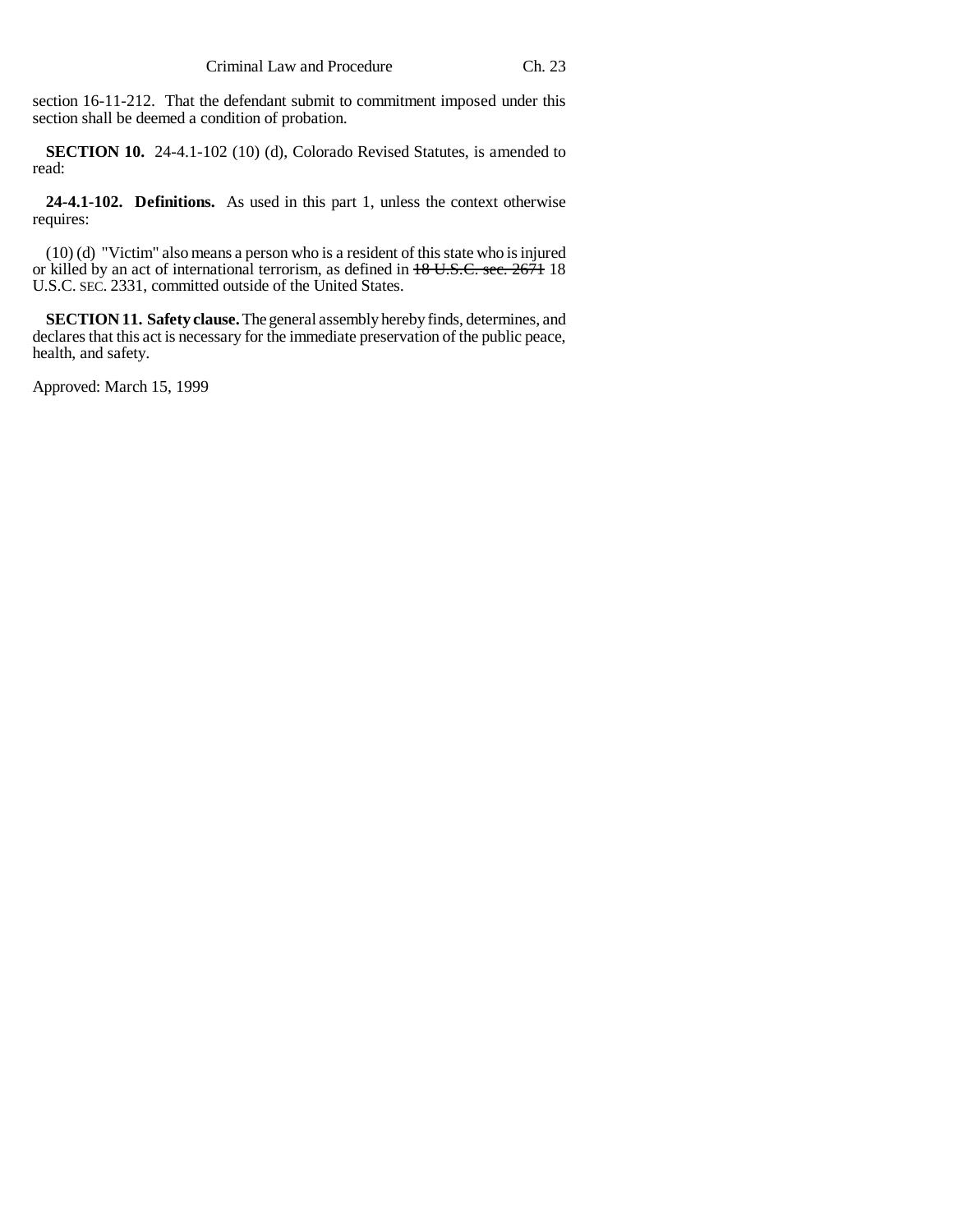section 16-11-212. That the defendant submit to commitment imposed under this section shall be deemed a condition of probation.

**SECTION 10.** 24-4.1-102 (10) (d), Colorado Revised Statutes, is amended to read:

**24-4.1-102. Definitions.** As used in this part 1, unless the context otherwise requires:

(10) (d) "Victim" also means a person who is a resident of this state who is injured or killed by an act of international terrorism, as defined in ~~18 U.S.C. sec. 2671~~ 18 U.S.C. SEC. 2331, committed outside of the United States.

**SECTION 11. Safety clause.** The general assembly hereby finds, determines, and declares that this act is necessary for the immediate preservation of the public peace, health, and safety.

Approved: March 15, 1999